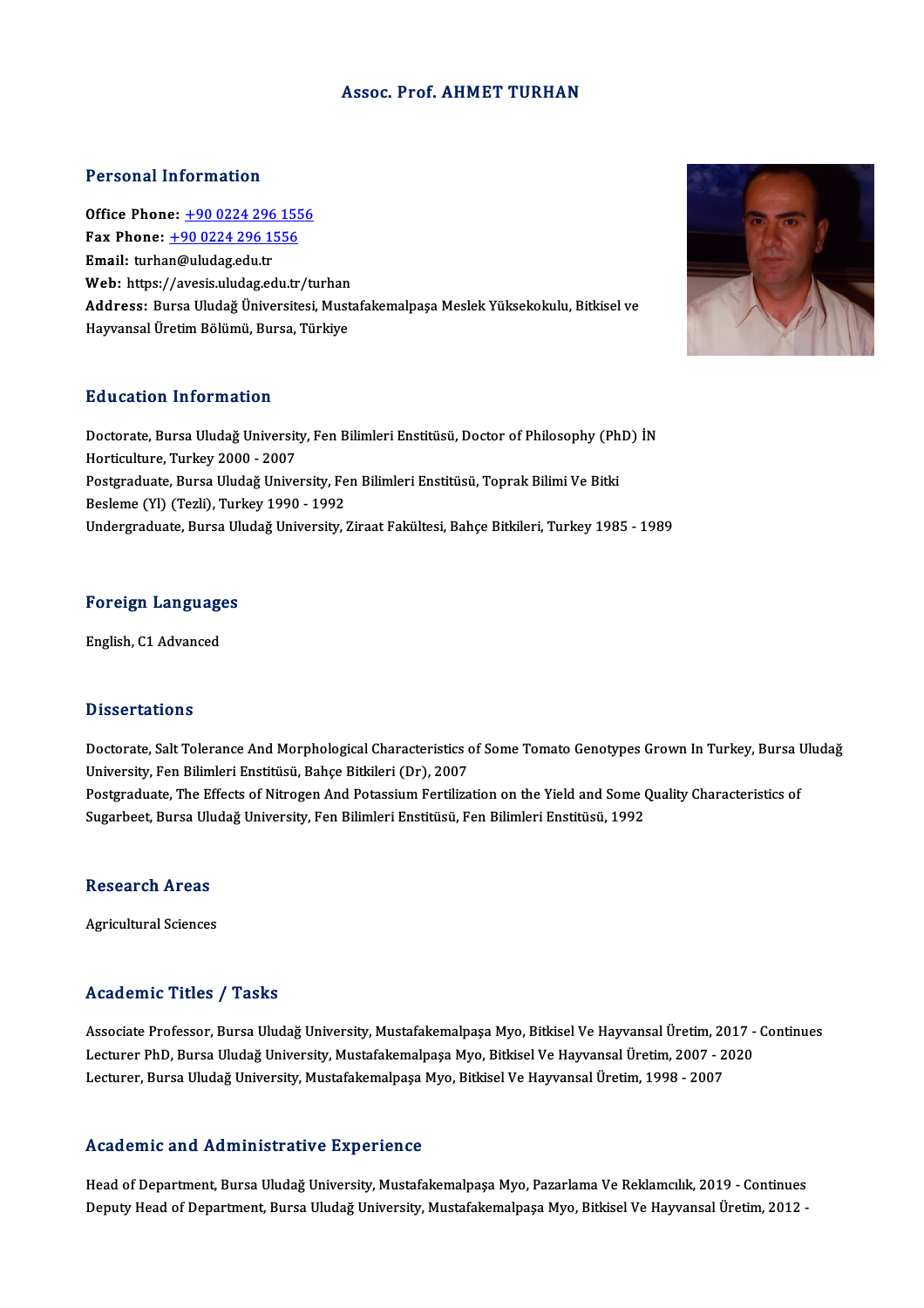# Assoc. Prof. AHMET TURHAN

## Personal Information

**Office Phone:** +90 0224 296 1556
**Fax Phone:** +90 0224 296 1556
**Email:** turhan@uludag.edu.tr
**Web:** https://avesis.uludag.edu.tr/turhan
**Address:** Bursa Uludağ Üniversitesi, Mustafakemalpaşa Meslek Yüksekokulu, Bitkisel ve Hayvansal Üretim Bölümü, Bursa, Türkiye

## Education Information

Doctorate, Bursa Uludağ University, Fen Bilimleri Enstitüsü, Doctor of Philosophy (PhD) İN Horticulture, Turkey 2000 - 2007
Postgraduate, Bursa Uludağ University, Fen Bilimleri Enstitüsü, Toprak Bilimi Ve Bitki Besleme (Yl) (Tezli), Turkey 1990 - 1992
Undergraduate, Bursa Uludağ University, Ziraat Fakültesi, Bahçe Bitkileri, Turkey 1985 - 1989

## Foreign Languages

English, C1 Advanced

## Dissertations

Doctorate, Salt Tolerance And Morphological Characteristics of Some Tomato Genotypes Grown In Turkey, Bursa Uludağ University, Fen Bilimleri Enstitüsü, Bahçe Bitkileri (Dr), 2007
Postgraduate, The Effects of Nitrogen And Potassium Fertilization on the Yield and Some Quality Characteristics of Sugarbeet, Bursa Uludağ University, Fen Bilimleri Enstitüsü, Fen Bilimleri Enstitüsü, 1992

## Research Areas

Agricultural Sciences

## Academic Titles / Tasks

Associate Professor, Bursa Uludağ University, Mustafakemalpaşa Myo, Bitkisel Ve Hayvansal Üretim, 2017 - Continues
Lecturer PhD, Bursa Uludağ University, Mustafakemalpaşa Myo, Bitkisel Ve Hayvansal Üretim, 2007 - 2020
Lecturer, Bursa Uludağ University, Mustafakemalpaşa Myo, Bitkisel Ve Hayvansal Üretim, 1998 - 2007

## Academic and Administrative Experience

Head of Department, Bursa Uludağ University, Mustafakemalpaşa Myo, Pazarlama Ve Reklamcılık, 2019 - Continues
Deputy Head of Department, Bursa Uludağ University, Mustafakemalpaşa Myo, Bitkisel Ve Hayvansal Üretim, 2012 -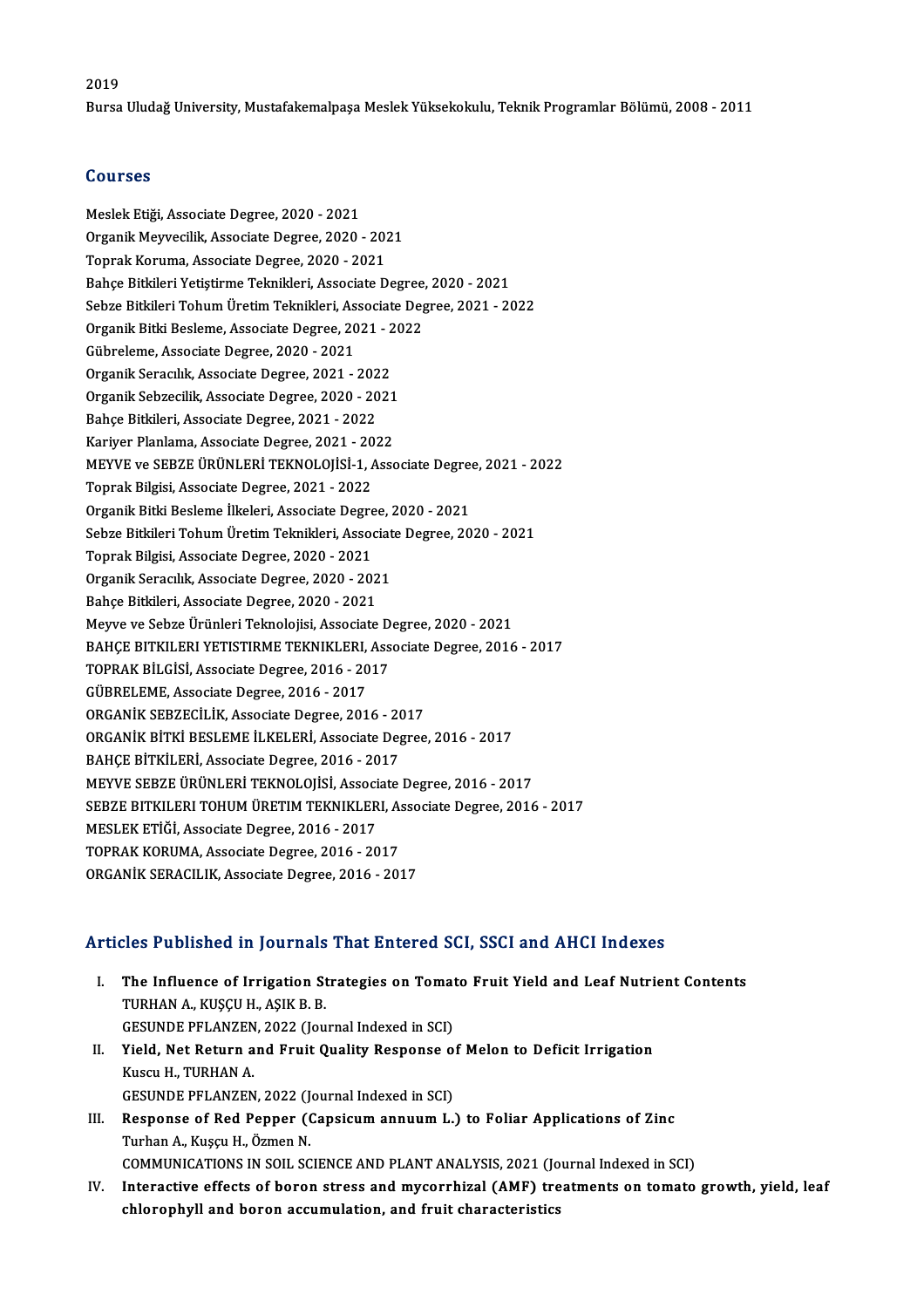2019
Bursa Uludağ University, Mustafakemalpaşa Meslek Yüksekokulu, Teknik Programlar Bölümü, 2008 - 2011

## Courses

Meslek Etiği, Associate Degree, 2020 - 2021
Organik Meyvecilik, Associate Degree, 2020 - 2021
Toprak Koruma, Associate Degree, 2020 - 2021
Bahçe Bitkileri Yetiştirme Teknikleri, Associate Degree, 2020 - 2021
Sebze Bitkileri Tohum Üretim Teknikleri, Associate Degree, 2021 - 2022
Organik Bitki Besleme, Associate Degree, 2021 - 2022
Gübreleme, Associate Degree, 2020 - 2021
Organik Seracılık, Associate Degree, 2021 - 2022
Organik Sebzecilik, Associate Degree, 2020 - 2021
Bahçe Bitkileri, Associate Degree, 2021 - 2022
Kariyer Planlama, Associate Degree, 2021 - 2022
MEYVE ve SEBZE ÜRÜNLERİ TEKNOLOJİSİ-1, Associate Degree, 2021 - 2022
Toprak Bilgisi, Associate Degree, 2021 - 2022
Organik Bitki Besleme İlkeleri, Associate Degree, 2020 - 2021
Sebze Bitkileri Tohum Üretim Teknikleri, Associate Degree, 2020 - 2021
Toprak Bilgisi, Associate Degree, 2020 - 2021
Organik Seracılık, Associate Degree, 2020 - 2021
Bahçe Bitkileri, Associate Degree, 2020 - 2021
Meyve ve Sebze Ürünleri Teknolojisi, Associate Degree, 2020 - 2021
BAHÇE BITKILERI YETISTIRME TEKNIKLERI, Associate Degree, 2016 - 2017
TOPRAK BİLGİSİ, Associate Degree, 2016 - 2017
GÜBRELEME, Associate Degree, 2016 - 2017
ORGANİK SEBZECİLİK, Associate Degree, 2016 - 2017
ORGANİK BİTKİ BESLEME İLKELERİ, Associate Degree, 2016 - 2017
BAHÇE BİTKİLERİ, Associate Degree, 2016 - 2017
MEYVE SEBZE ÜRÜNLERİ TEKNOLOJİSİ, Associate Degree, 2016 - 2017
SEBZE BITKILERI TOHUM ÜRETIM TEKNIKLERI, Associate Degree, 2016 - 2017
MESLEK ETİĞİ, Associate Degree, 2016 - 2017
TOPRAK KORUMA, Associate Degree, 2016 - 2017
ORGANİK SERACILIK, Associate Degree, 2016 - 2017

## Articles Published in Journals That Entered SCI, SSCI and AHCI Indexes

I. **The Influence of Irrigation Strategies on Tomato Fruit Yield and Leaf Nutrient Contents**
   TURHAN A., KUŞÇU H., AŞIK B. B.
   GESUNDE PFLANZEN, 2022 (Journal Indexed in SCI)
II. **Yield, Net Return and Fruit Quality Response of Melon to Deficit Irrigation**
   Kuscu H., TURHAN A.
   GESUNDE PFLANZEN, 2022 (Journal Indexed in SCI)
III. **Response of Red Pepper (Capsicum annuum L.) to Foliar Applications of Zinc**
   Turhan A., Kuşçu H., Özmen N.
   COMMUNICATIONS IN SOIL SCIENCE AND PLANT ANALYSIS, 2021 (Journal Indexed in SCI)
IV. **Interactive effects of boron stress and mycorrhizal (AMF) treatments on tomato growth, yield, leaf chlorophyll and boron accumulation, and fruit characteristics**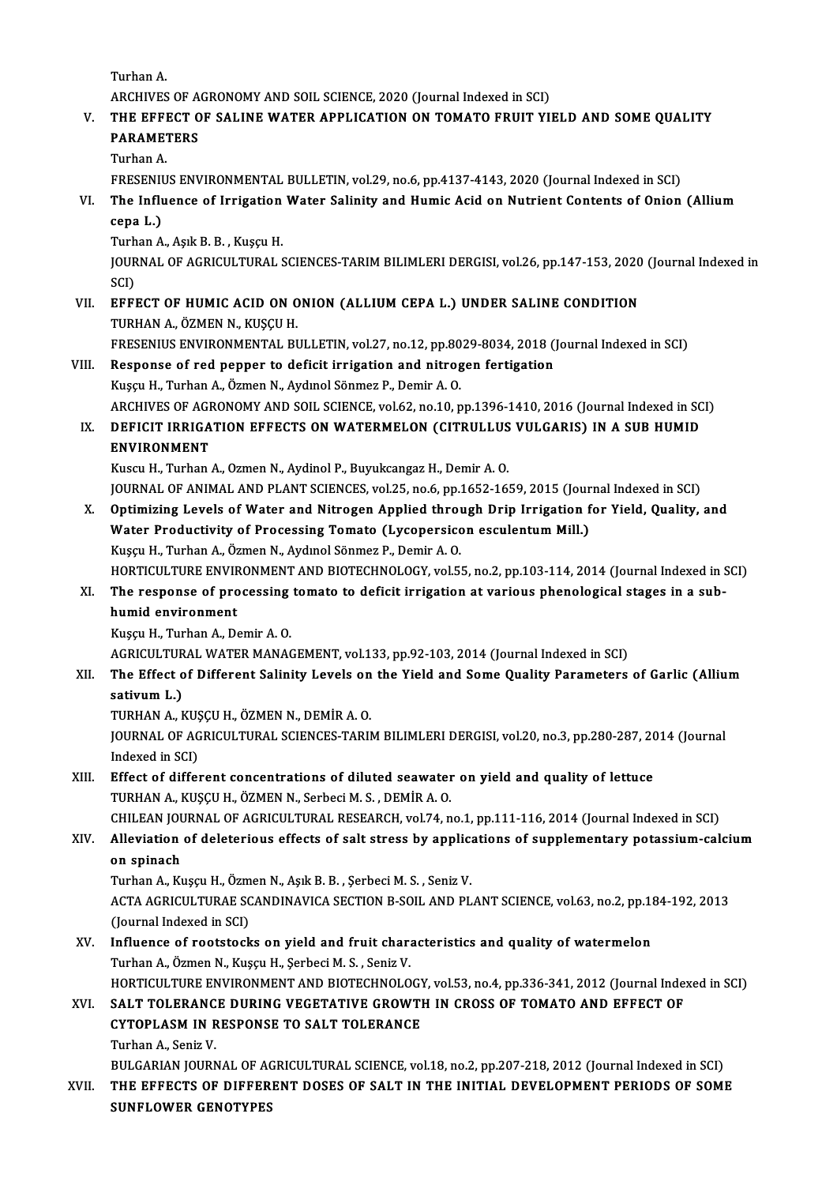Turhan A.
ARCHIVES OF AGRONOMY AND SOIL SCIENCE, 2020 (Journal Indexed in SCI)

V. **THE EFFECT OF SALINE WATER APPLICATION ON TOMATO FRUIT YIELD AND SOME QUALITY PARAMETERS**
Turhan A.
FRESENIUS ENVIRONMENTAL BULLETIN, vol.29, no.6, pp.4137-4143, 2020 (Journal Indexed in SCI)

VI. **The Influence of Irrigation Water Salinity and Humic Acid on Nutrient Contents of Onion (Allium cepa L.)**
Turhan A., Aşık B. B. , Kuşçu H.
JOURNAL OF AGRICULTURAL SCIENCES-TARIM BILIMLERI DERGISI, vol.26, pp.147-153, 2020 (Journal Indexed in SCI)

VII. **EFFECT OF HUMIC ACID ON ONION (ALLIUM CEPA L.) UNDER SALINE CONDITION**
TURHAN A., ÖZMEN N., KUŞÇU H.
FRESENIUS ENVIRONMENTAL BULLETIN, vol.27, no.12, pp.8029-8034, 2018 (Journal Indexed in SCI)

VIII. **Response of red pepper to deficit irrigation and nitrogen fertigation**
Kuşçu H., Turhan A., Özmen N., Aydınol Sönmez P., Demir A. O.
ARCHIVES OF AGRONOMY AND SOIL SCIENCE, vol.62, no.10, pp.1396-1410, 2016 (Journal Indexed in SCI)

IX. **DEFICIT IRRIGATION EFFECTS ON WATERMELON (CITRULLUS VULGARIS) IN A SUB HUMID ENVIRONMENT**
Kuscu H., Turhan A., Ozmen N., Aydinol P., Buyukcangaz H., Demir A. O.
JOURNAL OF ANIMAL AND PLANT SCIENCES, vol.25, no.6, pp.1652-1659, 2015 (Journal Indexed in SCI)

X. **Optimizing Levels of Water and Nitrogen Applied through Drip Irrigation for Yield, Quality, and Water Productivity of Processing Tomato (Lycopersicon esculentum Mill.)**
Kuşçu H., Turhan A., Özmen N., Aydınol Sönmez P., Demir A. O.
HORTICULTURE ENVIRONMENT AND BIOTECHNOLOGY, vol.55, no.2, pp.103-114, 2014 (Journal Indexed in SCI)

XI. **The response of processing tomato to deficit irrigation at various phenological stages in a sub-humid environment**
Kuşçu H., Turhan A., Demir A. O.
AGRICULTURAL WATER MANAGEMENT, vol.133, pp.92-103, 2014 (Journal Indexed in SCI)

XII. **The Effect of Different Salinity Levels on the Yield and Some Quality Parameters of Garlic (Allium sativum L.)**
TURHAN A., KUŞÇU H., ÖZMEN N., DEMİR A. O.
JOURNAL OF AGRICULTURAL SCIENCES-TARIM BILIMLERI DERGISI, vol.20, no.3, pp.280-287, 2014 (Journal Indexed in SCI)

XIII. **Effect of different concentrations of diluted seawater on yield and quality of lettuce**
TURHAN A., KUŞÇU H., ÖZMEN N., Serbeci M. S. , DEMİR A. O.
CHILEAN JOURNAL OF AGRICULTURAL RESEARCH, vol.74, no.1, pp.111-116, 2014 (Journal Indexed in SCI)

XIV. **Alleviation of deleterious effects of salt stress by applications of supplementary potassium-calcium on spinach**
Turhan A., Kuşçu H., Özmen N., Aşık B. B. , Şerbeci M. S. , Seniz V.
ACTA AGRICULTURAE SCANDINAVICA SECTION B-SOIL AND PLANT SCIENCE, vol.63, no.2, pp.184-192, 2013 (Journal Indexed in SCI)

XV. **Influence of rootstocks on yield and fruit characteristics and quality of watermelon**
Turhan A., Özmen N., Kuşçu H., Şerbeci M. S. , Seniz V.
HORTICULTURE ENVIRONMENT AND BIOTECHNOLOGY, vol.53, no.4, pp.336-341, 2012 (Journal Indexed in SCI)

XVI. **SALT TOLERANCE DURING VEGETATIVE GROWTH IN CROSS OF TOMATO AND EFFECT OF CYTOPLASM IN RESPONSE TO SALT TOLERANCE**
Turhan A., Seniz V.
BULGARIAN JOURNAL OF AGRICULTURAL SCIENCE, vol.18, no.2, pp.207-218, 2012 (Journal Indexed in SCI)

XVII. **THE EFFECTS OF DIFFERENT DOSES OF SALT IN THE INITIAL DEVELOPMENT PERIODS OF SOME SUNFLOWER GENOTYPES**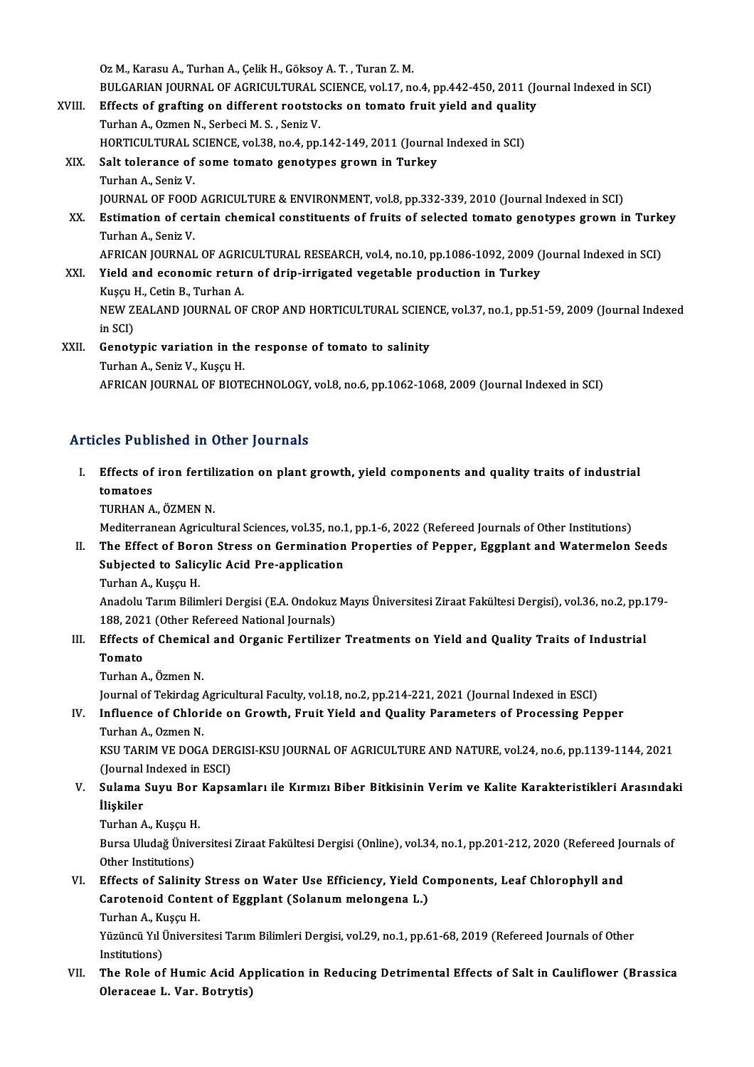Oz M., Karasu A., Turhan A., Çelik H., Göksoy A. T. , Turan Z. M.
BULGARIAN JOURNAL OF AGRICULTURAL SCIENCE, vol.17, no.4, pp.442-450, 2011 (Journal Indexed in SCI)

XVIII. **Effects of grafting on different rootstocks on tomato fruit yield and quality**
Turhan A., Ozmen N., Serbeci M. S. , Seniz V.
HORTICULTURAL SCIENCE, vol.38, no.4, pp.142-149, 2011 (Journal Indexed in SCI)

XIX. **Salt tolerance of some tomato genotypes grown in Turkey**
Turhan A., Seniz V.
JOURNAL OF FOOD AGRICULTURE & ENVIRONMENT, vol.8, pp.332-339, 2010 (Journal Indexed in SCI)

XX. **Estimation of certain chemical constituents of fruits of selected tomato genotypes grown in Turkey**
Turhan A., Seniz V.
AFRICAN JOURNAL OF AGRICULTURAL RESEARCH, vol.4, no.10, pp.1086-1092, 2009 (Journal Indexed in SCI)

XXI. **Yield and economic return of drip-irrigated vegetable production in Turkey**
Kuşçu H., Cetin B., Turhan A.
NEW ZEALAND JOURNAL OF CROP AND HORTICULTURAL SCIENCE, vol.37, no.1, pp.51-59, 2009 (Journal Indexed in SCI)

XXII. **Genotypic variation in the response of tomato to salinity**
Turhan A., Seniz V., Kuşçu H.
AFRICAN JOURNAL OF BIOTECHNOLOGY, vol.8, no.6, pp.1062-1068, 2009 (Journal Indexed in SCI)

## Articles Published in Other Journals

I. **Effects of iron fertilization on plant growth, yield components and quality traits of industrial tomatoes**
TURHAN A., ÖZMEN N.
Mediterranean Agricultural Sciences, vol.35, no.1, pp.1-6, 2022 (Refereed Journals of Other Institutions)

II. **The Effect of Boron Stress on Germination Properties of Pepper, Eggplant and Watermelon Seeds Subjected to Salicylic Acid Pre-application**
Turhan A., Kuşçu H.
Anadolu Tarım Bilimleri Dergisi (E.A. Ondokuz Mayıs Üniversitesi Ziraat Fakültesi Dergisi), vol.36, no.2, pp.179-188, 2021 (Other Refereed National Journals)

III. **Effects of Chemical and Organic Fertilizer Treatments on Yield and Quality Traits of Industrial Tomato**
Turhan A., Özmen N.
Journal of Tekirdag Agricultural Faculty, vol.18, no.2, pp.214-221, 2021 (Journal Indexed in ESCI)

IV. **Influence of Chloride on Growth, Fruit Yield and Quality Parameters of Processing Pepper**
Turhan A., Ozmen N.
KSU TARIM VE DOGA DERGISI-KSU JOURNAL OF AGRICULTURE AND NATURE, vol.24, no.6, pp.1139-1144, 2021 (Journal Indexed in ESCI)

V. **Sulama Suyu Bor Kapsamları ile Kırmızı Biber Bitkisinin Verim ve Kalite Karakteristikleri Arasındaki İlişkiler**
Turhan A., Kuşçu H.
Bursa Uludağ Üniversitesi Ziraat Fakültesi Dergisi (Online), vol.34, no.1, pp.201-212, 2020 (Refereed Journals of Other Institutions)

VI. **Effects of Salinity Stress on Water Use Efficiency, Yield Components, Leaf Chlorophyll and Carotenoid Content of Eggplant (Solanum melongena L.)**
Turhan A., Kuşçu H.
Yüzüncü Yıl Üniversitesi Tarım Bilimleri Dergisi, vol.29, no.1, pp.61-68, 2019 (Refereed Journals of Other Institutions)

VII. **The Role of Humic Acid Application in Reducing Detrimental Effects of Salt in Cauliflower (Brassica Oleraceae L. Var. Botrytis)**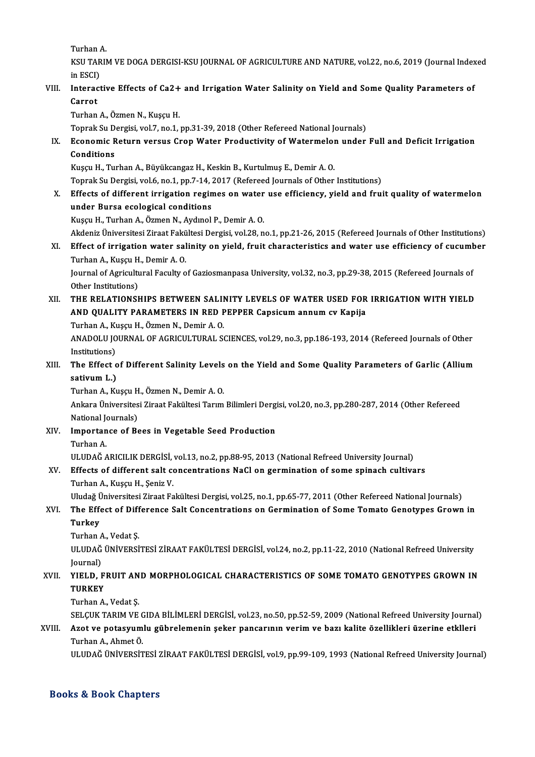Turhan A.

KSU TARIM VE DOGA DERGISI-KSU JOURNAL OF AGRICULTURE AND NATURE, vol.22, no.6, 2019 (Journal Indexed in ESCI)

VIII. **Interactive Effects of Ca2+ and Irrigation Water Salinity on Yield and Some Quality Parameters of Carrot**
Turhan A., Özmen N., Kuşçu H.
Toprak Su Dergisi, vol.7, no.1, pp.31-39, 2018 (Other Refereed National Journals)

IX. **Economic Return versus Crop Water Productivity of Watermelon under Full and Deficit Irrigation Conditions**
Kuşçu H., Turhan A., Büyükcangaz H., Keskin B., Kurtulmuş E., Demir A. O.
Toprak Su Dergisi, vol.6, no.1, pp.7-14, 2017 (Refereed Journals of Other Institutions)

X. **Effects of different irrigation regimes on water use efficiency, yield and fruit quality of watermelon under Bursa ecological conditions**
Kuşçu H., Turhan A., Özmen N., Aydınol P., Demir A. O.
Akdeniz Üniversitesi Ziraat Fakültesi Dergisi, vol.28, no.1, pp.21-26, 2015 (Refereed Journals of Other Institutions)

XI. **Effect of irrigation water salinity on yield, fruit characteristics and water use efficiency of cucumber**
Turhan A., Kuşçu H., Demir A. O.
Journal of Agricultural Faculty of Gaziosmanpasa University, vol.32, no.3, pp.29-38, 2015 (Refereed Journals of Other Institutions)

XII. **THE RELATIONSHIPS BETWEEN SALINITY LEVELS OF WATER USED FOR IRRIGATION WITH YIELD AND QUALITY PARAMETERS IN RED PEPPER Capsicum annum cv Kapija**
Turhan A., Kuşçu H., Özmen N., Demir A. O.
ANADOLU JOURNAL OF AGRICULTURAL SCIENCES, vol.29, no.3, pp.186-193, 2014 (Refereed Journals of Other Institutions)

XIII. **The Effect of Different Salinity Levels on the Yield and Some Quality Parameters of Garlic (Allium sativum L.)**
Turhan A., Kuşçu H., Özmen N., Demir A. O.
Ankara Üniversitesi Ziraat Fakültesi Tarım Bilimleri Dergisi, vol.20, no.3, pp.280-287, 2014 (Other Refereed National Journals)

XIV. **Importance of Bees in Vegetable Seed Production**
Turhan A.
ULUDAĞ ARICILIK DERGİSİ, vol.13, no.2, pp.88-95, 2013 (National Refreed University Journal)

XV. **Effects of different salt concentrations NaCl on germination of some spinach cultivars**
Turhan A., Kuşçu H., Şeniz V.
Uludağ Üniversitesi Ziraat Fakültesi Dergisi, vol.25, no.1, pp.65-77, 2011 (Other Refereed National Journals)

XVI. **The Effect of Difference Salt Concentrations on Germination of Some Tomato Genotypes Grown in Turkey**
Turhan A., Vedat Ş.
ULUDAĞ ÜNİVERSİTESİ ZİRAAT FAKÜLTESİ DERGİSİ, vol.24, no.2, pp.11-22, 2010 (National Refreed University Journal)

XVII. **YIELD, FRUIT AND MORPHOLOGICAL CHARACTERISTICS OF SOME TOMATO GENOTYPES GROWN IN TURKEY**
Turhan A., Vedat Ş.
SELÇUK TARIM VE GIDA BİLİMLERİ DERGİSİ, vol.23, no.50, pp.52-59, 2009 (National Refreed University Journal)

XVIII. **Azot ve potasyumlu gübrelemenin şeker pancarının verim ve bazı kalite özellikleri üzerine etklleri**
Turhan A., Ahmet Ö.
ULUDAĞ ÜNİVERSİTESİ ZİRAAT FAKÜLTESİ DERGİSİ, vol.9, pp.99-109, 1993 (National Refreed University Journal)

## Books & Book Chapters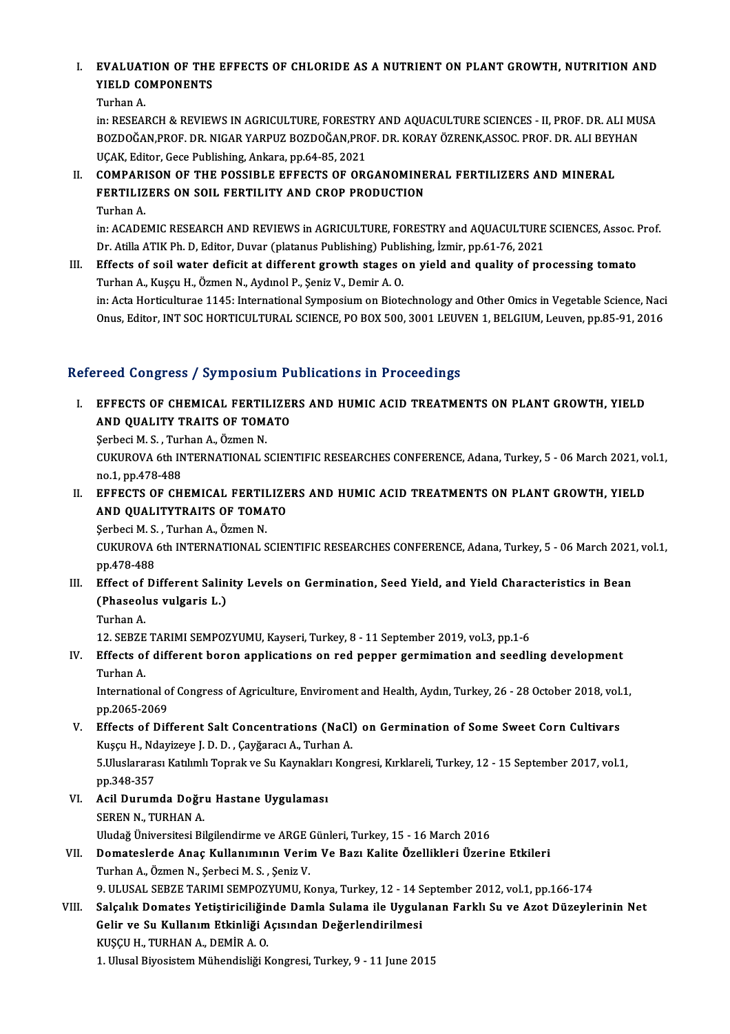I. **EVALUATION OF THE EFFECTS OF CHLORIDE AS A NUTRIENT ON PLANT GROWTH, NUTRITION AND YIELD COMPONENTS**
   Turhan A.
   in: RESEARCH & REVIEWS IN AGRICULTURE, FORESTRY AND AQUACULTURE SCIENCES - II, PROF. DR. ALI MUSA BOZDOĞAN,PROF. DR. NIGAR YARPUZ BOZDOĞAN,PROF. DR. KORAY ÖZRENK,ASSOC. PROF. DR. ALI BEYHAN UÇAK, Editor, Gece Publishing, Ankara, pp.64-85, 2021

II. **COMPARISON OF THE POSSIBLE EFFECTS OF ORGANOMINERAL FERTILIZERS AND MINERAL FERTILIZERS ON SOIL FERTILITY AND CROP PRODUCTION**
   Turhan A.
   in: ACADEMIC RESEARCH AND REVIEWS in AGRICULTURE, FORESTRY and AQUACULTURE SCIENCES, Assoc. Prof. Dr. Atilla ATIK Ph. D, Editor, Duvar (platanus Publishing) Publishing, İzmir, pp.61-76, 2021

III. **Effects of soil water deficit at different growth stages on yield and quality of processing tomato**
   Turhan A., Kuşçu H., Özmen N., Aydınol P., Şeniz V., Demir A. O.
   in: Acta Horticulturae 1145: International Symposium on Biotechnology and Other Omics in Vegetable Science, Naci Onus, Editor, INT SOC HORTICULTURAL SCIENCE, PO BOX 500, 3001 LEUVEN 1, BELGIUM, Leuven, pp.85-91, 2016

## Refereed Congress / Symposium Publications in Proceedings

I. **EFFECTS OF CHEMICAL FERTILIZERS AND HUMIC ACID TREATMENTS ON PLANT GROWTH, YIELD AND QUALITY TRAITS OF TOMATO**
   Şerbeci M. S. , Turhan A., Özmen N.
   CUKUROVA 6th INTERNATIONAL SCIENTIFIC RESEARCHES CONFERENCE, Adana, Turkey, 5 - 06 March 2021, vol.1, no.1, pp.478-488

II. **EFFECTS OF CHEMICAL FERTILIZERS AND HUMIC ACID TREATMENTS ON PLANT GROWTH, YIELD AND QUALITYTRAITS OF TOMATO**
   Şerbeci M. S. , Turhan A., Özmen N.
   CUKUROVA 6th INTERNATIONAL SCIENTIFIC RESEARCHES CONFERENCE, Adana, Turkey, 5 - 06 March 2021, vol.1, pp.478-488

III. **Effect of Different Salinity Levels on Germination, Seed Yield, and Yield Characteristics in Bean (Phaseolus vulgaris L.)**
   Turhan A.
   12. SEBZE TARIMI SEMPOZYUMU, Kayseri, Turkey, 8 - 11 September 2019, vol.3, pp.1-6

IV. **Effects of different boron applications on red pepper germimation and seedling development**
   Turhan A.
   International of Congress of Agriculture, Enviroment and Health, Aydın, Turkey, 26 - 28 October 2018, vol.1, pp.2065-2069

V. **Effects of Different Salt Concentrations (NaCl) on Germination of Some Sweet Corn Cultivars**
   Kuşçu H., Ndayizeye J. D. D. , Çayğaracı A., Turhan A.
   5.Uluslararası Katılımlı Toprak ve Su Kaynakları Kongresi, Kırklareli, Turkey, 12 - 15 September 2017, vol.1, pp.348-357

VI. **Acil Durumda Doğru Hastane Uygulaması**
   SEREN N., TURHAN A.
   Uludağ Üniversitesi Bilgilendirme ve ARGE Günleri, Turkey, 15 - 16 March 2016

VII. **Domateslerde Anaç Kullanımının Verim Ve Bazı Kalite Özellikleri Üzerine Etkileri**
   Turhan A., Özmen N., Şerbeci M. S. , Şeniz V.
   9. ULUSAL SEBZE TARIMI SEMPOZYUMU, Konya, Turkey, 12 - 14 September 2012, vol.1, pp.166-174

VIII. **Salçalık Domates Yetiştiriciliğinde Damla Sulama ile Uygulanan Farklı Su ve Azot Düzeylerinin Net Gelir ve Su Kullanım Etkinliği Açısından Değerlendirilmesi**
   KUŞÇU H., TURHAN A., DEMİR A. O.
   1. Ulusal Biyosistem Mühendisliği Kongresi, Turkey, 9 - 11 June 2015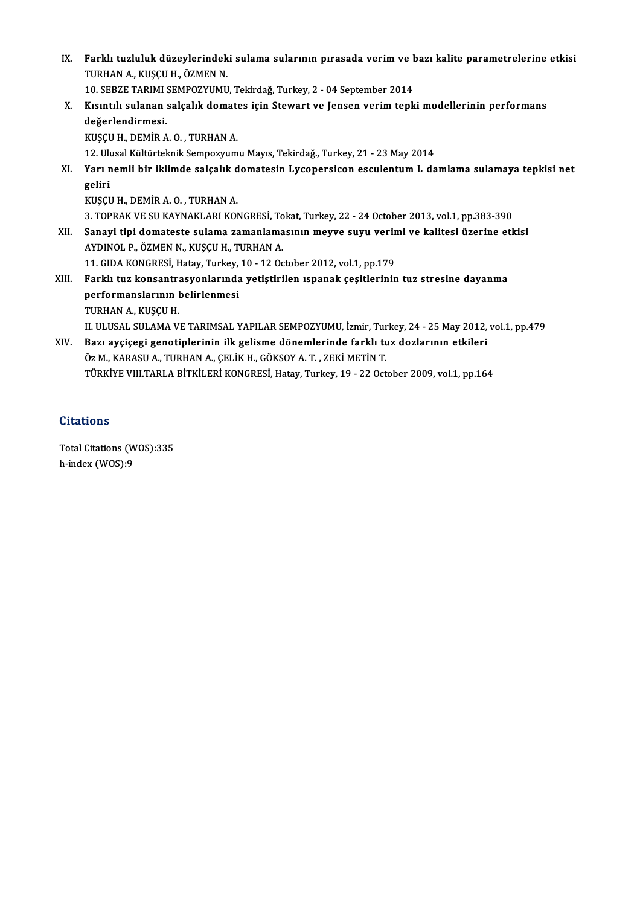IX. **Farklı tuzluluk düzeylerindeki sulama sularının pırasada verim ve bazı kalite parametrelerine etkisi**
TURHAN A., KUŞÇU H., ÖZMEN N.
10. SEBZE TARIMI SEMPOZYUMU, Tekirdağ, Turkey, 2 - 04 September 2014

X. **Kısıntılı sulanan salçalık domates için Stewart ve Jensen verim tepki modellerinin performans değerlendirmesi.**
KUŞÇU H., DEMİR A. O. , TURHAN A.
12. Ulusal Kültürteknik Sempozyumu Mayıs, Tekirdağ., Turkey, 21 - 23 May 2014

XI. **Yarı nemli bir iklimde salçalık domatesin Lycopersicon esculentum L damlama sulamaya tepkisi net geliri**
KUŞÇU H., DEMİR A. O. , TURHAN A.
3. TOPRAK VE SU KAYNAKLARI KONGRESİ, Tokat, Turkey, 22 - 24 October 2013, vol.1, pp.383-390

XII. **Sanayi tipi domateste sulama zamanlamasının meyve suyu verimi ve kalitesi üzerine etkisi**
AYDINOL P., ÖZMEN N., KUŞÇU H., TURHAN A.
11. GIDA KONGRESİ, Hatay, Turkey, 10 - 12 October 2012, vol.1, pp.179

XIII. **Farklı tuz konsantrasyonlarında yetiştirilen ıspanak çeşitlerinin tuz stresine dayanma performanslarının belirlenmesi**
TURHAN A., KUŞÇU H.
II. ULUSAL SULAMA VE TARIMSAL YAPILAR SEMPOZYUMU, İzmir, Turkey, 24 - 25 May 2012, vol.1, pp.479

XIV. **Bazı ayçiçegi genotiplerinin ilk gelisme dönemlerinde farklı tuz dozlarının etkileri**
Öz M., KARASU A., TURHAN A., ÇELİK H., GÖKSOY A. T. , ZEKİ METİN T.
TÜRKİYE VIII.TARLA BİTKİLERİ KONGRESİ, Hatay, Turkey, 19 - 22 October 2009, vol.1, pp.164

## Citations

Total Citations (WOS):335
h-index (WOS):9